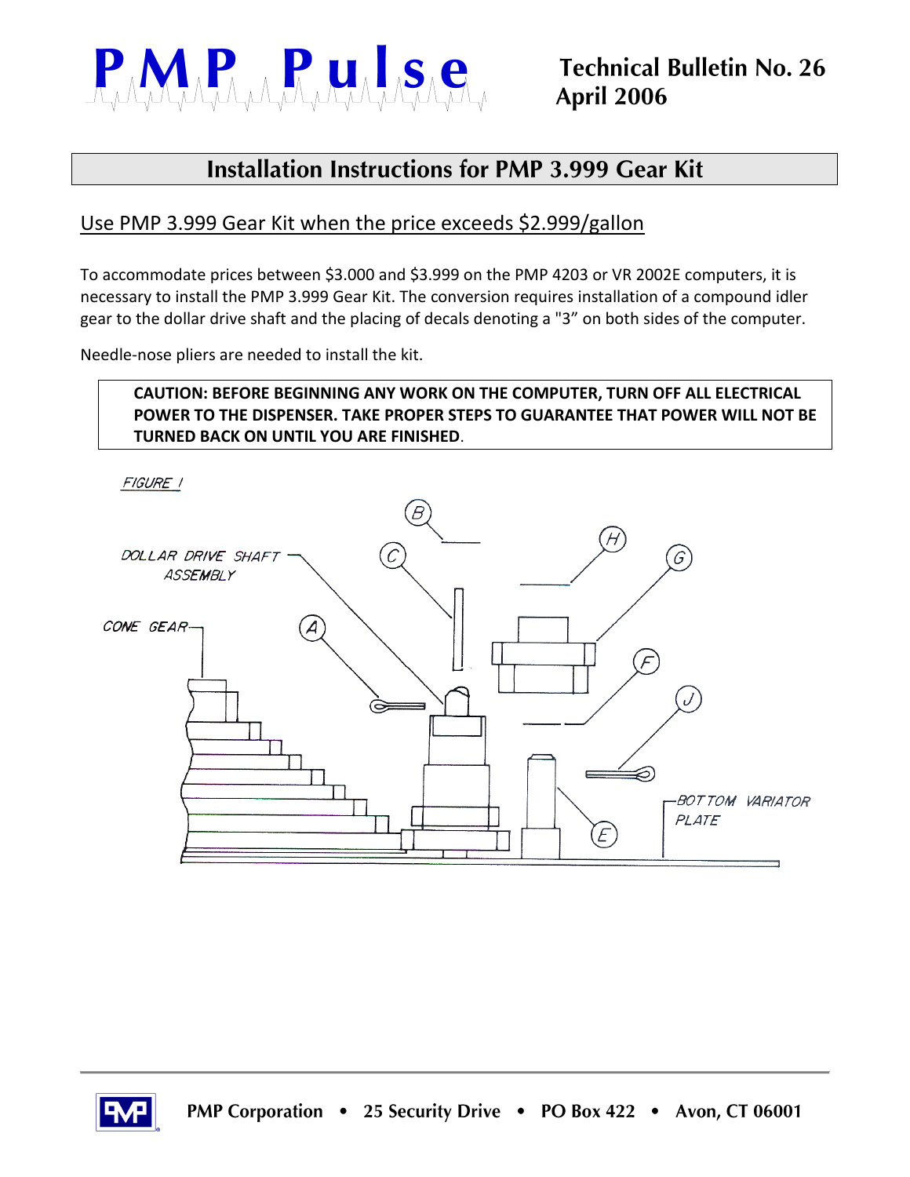# PMP Pulse

**Technical Bulletin No. 26**
**April 2006**

## Installation Instructions for PMP 3.999 Gear Kit

Use PMP 3.999 Gear Kit when the price exceeds $2.999/gallon

To accommodate prices between $3.000 and $3.999 on the PMP 4203 or VR 2002E computers, it is necessary to install the PMP 3.999 Gear Kit. The conversion requires installation of a compound idler gear to the dollar drive shaft and the placing of decals denoting a "3" on both sides of the computer.

Needle-nose pliers are needed to install the kit.

> **CAUTION: BEFORE BEGINNING ANY WORK ON THE COMPUTER, TURN OFF ALL ELECTRICAL POWER TO THE DISPENSER. TAKE PROPER STEPS TO GUARANTEE THAT POWER WILL NOT BE TURNED BACK ON UNTIL YOU ARE FINISHED**.

FIGURE 1

DOLLAR DRIVE SHAFT ASSEMBLY

CONE GEAR

BOTTOM VARIATOR PLATE

A B C E F G H J

PMP Corporation • 25 Security Drive • PO Box 422 • Avon, CT 06001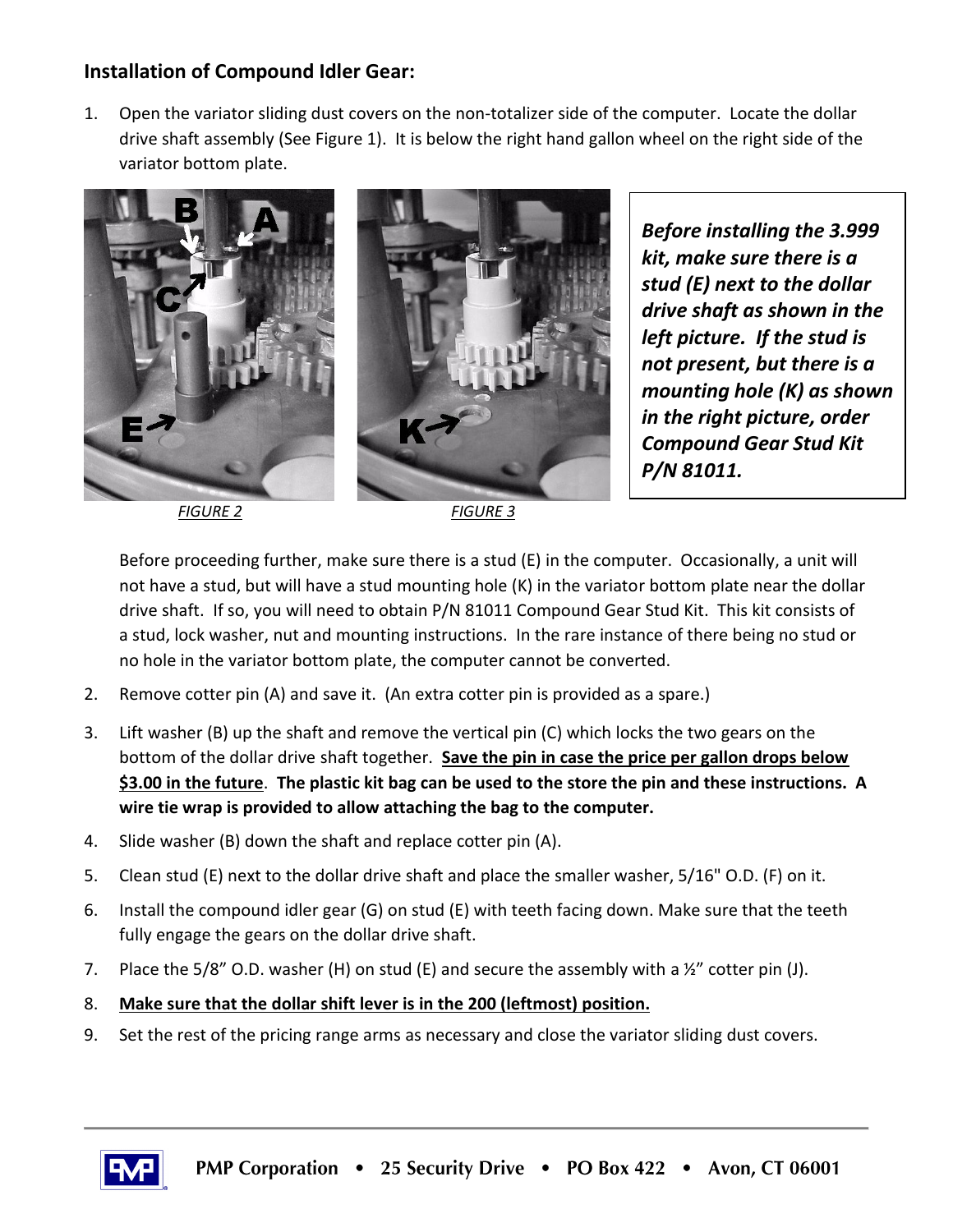## Installation of Compound Idler Gear:

1. Open the variator sliding dust covers on the non-totalizer side of the computer. Locate the dollar drive shaft assembly (See Figure 1). It is below the right hand gallon wheel on the right side of the variator bottom plate.

*FIGURE 2*

*FIGURE 3*

***Before installing the 3.999 kit, make sure there is a stud (E) next to the dollar drive shaft as shown in the left picture. If the stud is not present, but there is a mounting hole (K) as shown in the right picture, order Compound Gear Stud Kit P/N 81011.***

Before proceeding further, make sure there is a stud (E) in the computer. Occasionally, a unit will not have a stud, but will have a stud mounting hole (K) in the variator bottom plate near the dollar drive shaft. If so, you will need to obtain P/N 81011 Compound Gear Stud Kit. This kit consists of a stud, lock washer, nut and mounting instructions. In the rare instance of there being no stud or no hole in the variator bottom plate, the computer cannot be converted.

2. Remove cotter pin (A) and save it. (An extra cotter pin is provided as a spare.)
3. Lift washer (B) up the shaft and remove the vertical pin (C) which locks the two gears on the bottom of the dollar drive shaft together. **<u>Save the pin in case the price per gallon drops below $3.00 in the future</u>. The plastic kit bag can be used to the store the pin and these instructions. A wire tie wrap is provided to allow attaching the bag to the computer.**
4. Slide washer (B) down the shaft and replace cotter pin (A).
5. Clean stud (E) next to the dollar drive shaft and place the smaller washer, 5/16" O.D. (F) on it.
6. Install the compound idler gear (G) on stud (E) with teeth facing down. Make sure that the teeth fully engage the gears on the dollar drive shaft.
7. Place the 5/8" O.D. washer (H) on stud (E) and secure the assembly with a ½" cotter pin (J).
8. **<u>Make sure that the dollar shift lever is in the 200 (leftmost) position.</u>**
9. Set the rest of the pricing range arms as necessary and close the variator sliding dust covers.

**PMP Corporation • 25 Security Drive • PO Box 422 • Avon, CT 06001**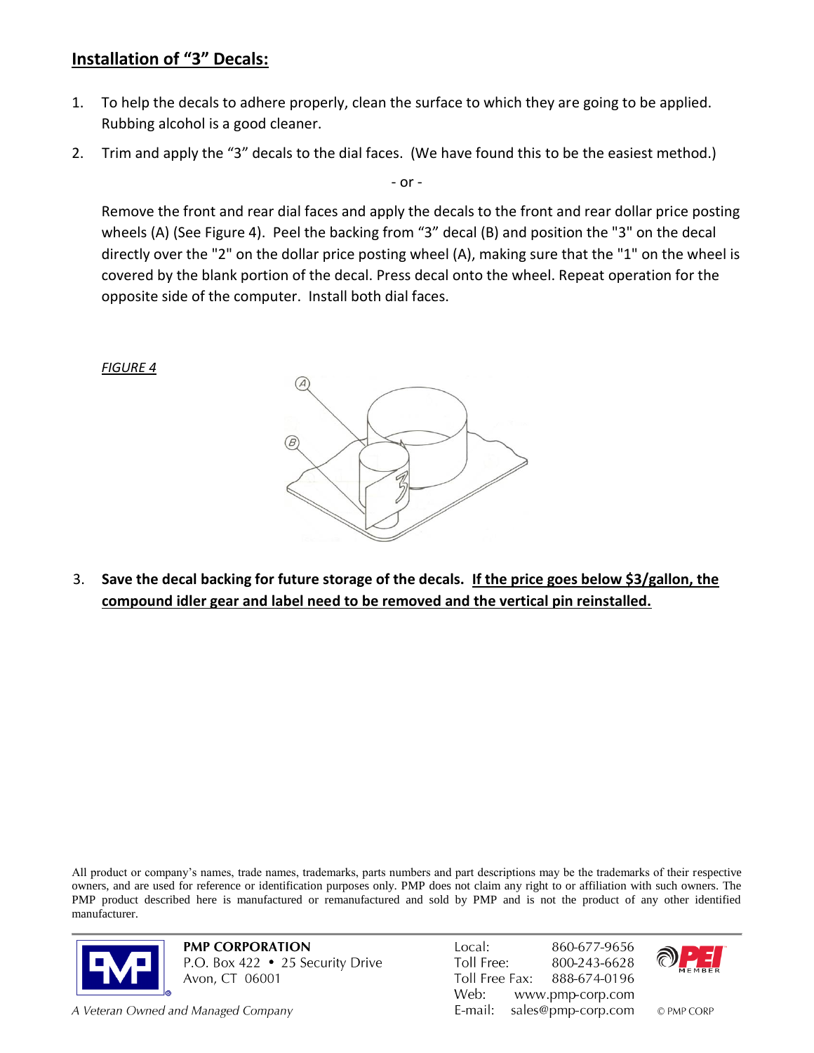## Installation of "3" Decals:

1. To help the decals to adhere properly, clean the surface to which they are going to be applied. Rubbing alcohol is a good cleaner.

2. Trim and apply the "3" decals to the dial faces. (We have found this to be the easiest method.)

   \- or -

   Remove the front and rear dial faces and apply the decals to the front and rear dollar price posting wheels (A) (See Figure 4). Peel the backing from "3" decal (B) and position the "3" on the decal directly over the "2" on the dollar price posting wheel (A), making sure that the "1" on the wheel is covered by the blank portion of the decal. Press decal onto the wheel. Repeat operation for the opposite side of the computer. Install both dial faces.

*FIGURE 4*

A

B

3. **Save the decal backing for future storage of the decals. <u>If the price goes below $3/gallon, the compound idler gear and label need to be removed and the vertical pin reinstalled.</u>**

All product or company's names, trade names, trademarks, parts numbers and part descriptions may be the trademarks of their respective owners, and are used for reference or identification purposes only. PMP does not claim any right to or affiliation with such owners. The PMP product described here is manufactured or remanufactured and sold by PMP and is not the product of any other identified manufacturer.

**PMP CORPORATION**
P.O. Box 422 • 25 Security Drive
Avon, CT 06001

*A Veteran Owned and Managed Company*

Local: 860-677-9656
Toll Free: 800-243-6628
Toll Free Fax: 888-674-0196
Web: www.pmp-corp.com
E-mail: sales@pmp-corp.com

PEI MEMBER

© PMP CORP